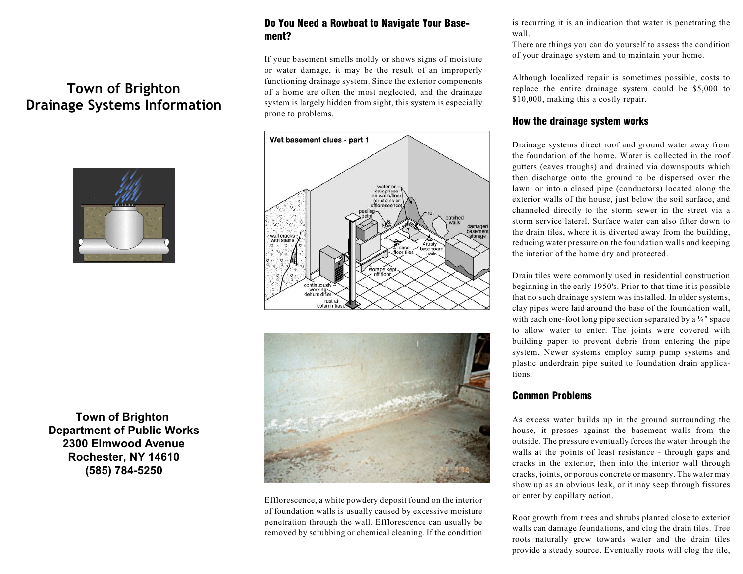# Town of Brighton Drainage Systems Information

**Town of Brighton**
**Department of Public Works**
**2300 Elmwood Avenue**
**Rochester, NY 14610**
**(585) 784-5250**

## Do You Need a Rowboat to Navigate Your Basement?

If your basement smells moldy or shows signs of moisture or water damage, it may be the result of an improperly functioning drainage system. Since the exterior components of a home are often the most neglected, and the drainage system is largely hidden from sight, this system is especially prone to problems.

Efflorescence, a white powdery deposit found on the interior of foundation walls is usually caused by excessive moisture penetration through the wall. Efflorescence can usually be removed by scrubbing or chemical cleaning. If the condition is recurring it is an indication that water is penetrating the wall.

There are things you can do yourself to assess the condition of your drainage system and to maintain your home.

Although localized repair is sometimes possible, costs to replace the entire drainage system could be $5,000 to $10,000, making this a costly repair.

## How the drainage system works

Drainage systems direct roof and ground water away from the foundation of the home. Water is collected in the roof gutters (eaves troughs) and drained via downspouts which then discharge onto the ground to be dispersed over the lawn, or into a closed pipe (conductors) located along the exterior walls of the house, just below the soil surface, and channeled directly to the storm sewer in the street via a storm service lateral. Surface water can also filter down to the drain tiles, where it is diverted away from the building, reducing water pressure on the foundation walls and keeping the interior of the home dry and protected.

Drain tiles were commonly used in residential construction beginning in the early 1950's. Prior to that time it is possible that no such drainage system was installed. In older systems, clay pipes were laid around the base of the foundation wall, with each one-foot long pipe section separated by a ¼" space to allow water to enter. The joints were covered with building paper to prevent debris from entering the pipe system. Newer systems employ sump pump systems and plastic underdrain pipe suited to foundation drain applications.

## Common Problems

As excess water builds up in the ground surrounding the house, it presses against the basement walls from the outside. The pressure eventually forces the water through the walls at the points of least resistance - through gaps and cracks in the exterior, then into the interior wall through cracks, joints, or porous concrete or masonry. The water may show up as an obvious leak, or it may seep through fissures or enter by capillary action.

Root growth from trees and shrubs planted close to exterior walls can damage foundations, and clog the drain tiles. Tree roots naturally grow towards water and the drain tiles provide a steady source. Eventually roots will clog the tile,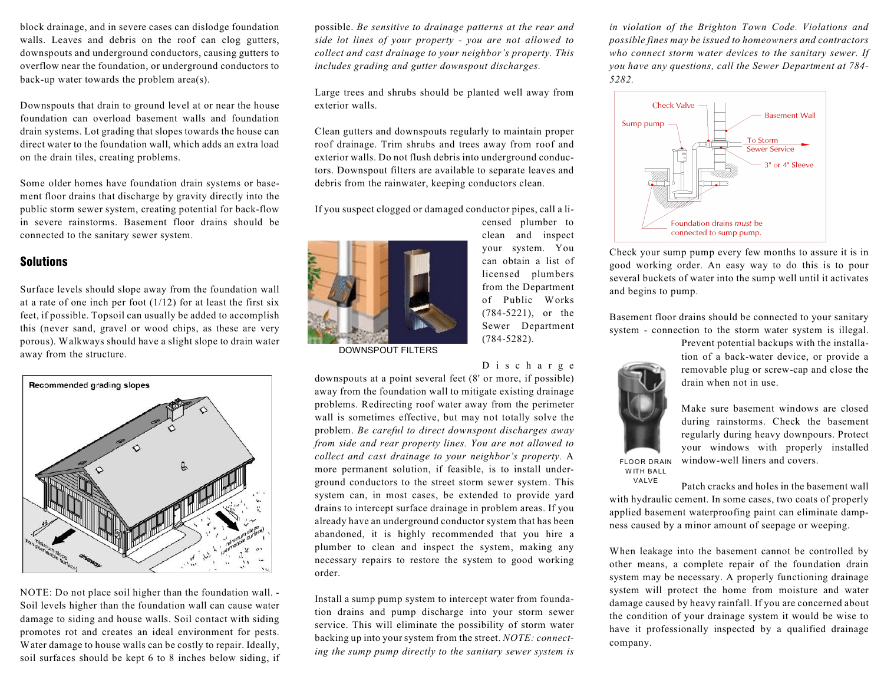block drainage, and in severe cases can dislodge foundation walls. Leaves and debris on the roof can clog gutters, downspouts and underground conductors, causing gutters to overflow near the foundation, or underground conductors to back-up water towards the problem area(s).

Downspouts that drain to ground level at or near the house foundation can overload basement walls and foundation drain systems. Lot grading that slopes towards the house can direct water to the foundation wall, which adds an extra load on the drain tiles, creating problems.

Some older homes have foundation drain systems or basement floor drains that discharge by gravity directly into the public storm sewer system, creating potential for back-flow in severe rainstorms. Basement floor drains should be connected to the sanitary sewer system.

## Solutions

Surface levels should slope away from the foundation wall at a rate of one inch per foot (1/12) for at least the first six feet, if possible. Topsoil can usually be added to accomplish this (never sand, gravel or wood chips, as these are very porous). Walkways should have a slight slope to drain water away from the structure.

Recommended grading slopes

minimum slope (non-permeable surface)

driveway

minimum slope (permeable surface)

NOTE: Do not place soil higher than the foundation wall. - Soil levels higher than the foundation wall can cause water damage to siding and house walls. Soil contact with siding promotes rot and creates an ideal environment for pests. Water damage to house walls can be costly to repair. Ideally, soil surfaces should be kept 6 to 8 inches below siding, if possible. *Be sensitive to drainage patterns at the rear and side lot lines of your property - you are not allowed to collect and cast drainage to your neighbor's property. This includes grading and gutter downspout discharges.*

Large trees and shrubs should be planted well away from exterior walls.

Clean gutters and downspouts regularly to maintain proper roof drainage. Trim shrubs and trees away from roof and exterior walls. Do not flush debris into underground conductors. Downspout filters are available to separate leaves and debris from the rainwater, keeping conductors clean.

If you suspect clogged or damaged conductor pipes, call a licensed plumber to clean and inspect your system. You can obtain a list of licensed plumbers from the Department of Public Works (784-5221), or the Sewer Department (784-5282).

DOWNSPOUT FILTERS

Discharge downspouts at a point several feet (8' or more, if possible) away from the foundation wall to mitigate existing drainage problems. Redirecting roof water away from the perimeter wall is sometimes effective, but may not totally solve the problem. *Be careful to direct downspout discharges away from side and rear property lines. You are not allowed to collect and cast drainage to your neighbor's property.* A more permanent solution, if feasible, is to install underground conductors to the street storm sewer system. This system can, in most cases, be extended to provide yard drains to intercept surface drainage in problem areas. If you already have an underground conductor system that has been abandoned, it is highly recommended that you hire a plumber to clean and inspect the system, making any necessary repairs to restore the system to good working order.

Install a sump pump system to intercept water from foundation drains and pump discharge into your storm sewer service. This will eliminate the possibility of storm water backing up into your system from the street. *NOTE: connecting the sump pump directly to the sanitary sewer system is in violation of the Brighton Town Code. Violations and possible fines may be issued to homeowners and contractors who connect storm water devices to the sanitary sewer. If you have any questions, call the Sewer Department at 784-5282.*

Check Valve

Sump pump

Basement Wall

To Storm Sewer Service

3" or 4" Sleeve

Foundation drains *must* be connected to sump pump.

Check your sump pump every few months to assure it is in good working order. An easy way to do this is to pour several buckets of water into the sump well until it activates and begins to pump.

Basement floor drains should be connected to your sanitary system - connection to the storm water system is illegal. Prevent potential backups with the installation of a back-water device, or provide a removable plug or screw-cap and close the drain when not in use.

FLOOR DRAIN WITH BALL VALVE

Make sure basement windows are closed during rainstorms. Check the basement regularly during heavy downpours. Protect your windows with properly installed window-well liners and covers.

Patch cracks and holes in the basement wall with hydraulic cement. In some cases, two coats of properly applied basement waterproofing paint can eliminate dampness caused by a minor amount of seepage or weeping.

When leakage into the basement cannot be controlled by other means, a complete repair of the foundation drain system may be necessary. A properly functioning drainage system will protect the home from moisture and water damage caused by heavy rainfall. If you are concerned about the condition of your drainage system it would be wise to have it professionally inspected by a qualified drainage company.